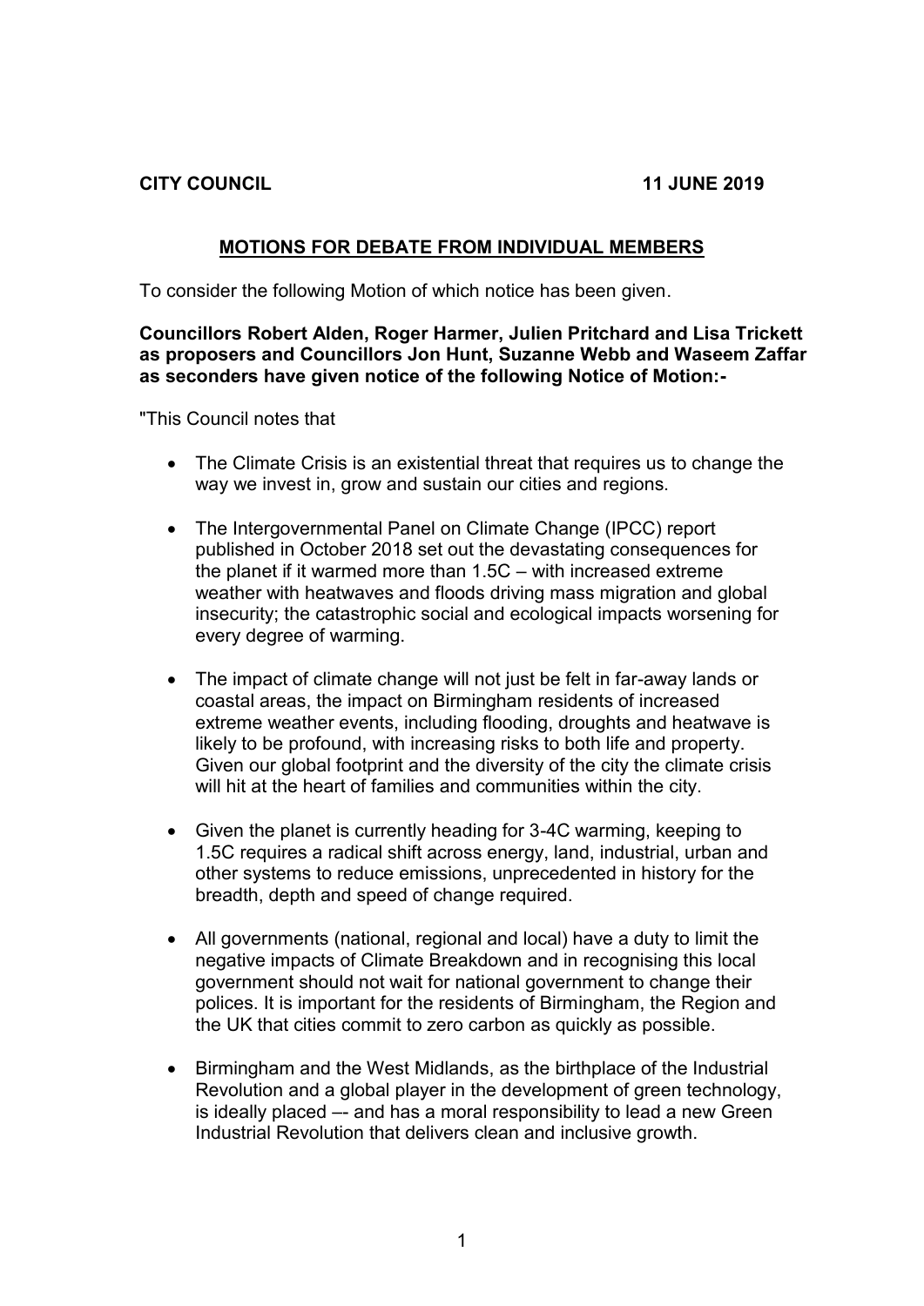**CITY COUNCIL 11 JUNE 2019**

## MOTIONS FOR DEBATE FROM INDIVIDUAL MEMBERS

To consider the following Motion of which notice has been given.

**Councillors Robert Alden, Roger Harmer, Julien Pritchard and Lisa Trickett as proposers and Councillors Jon Hunt, Suzanne Webb and Waseem Zaffar as seconders have given notice of the following Notice of Motion:-**

"This Council notes that

- The Climate Crisis is an existential threat that requires us to change the way we invest in, grow and sustain our cities and regions.

- The Intergovernmental Panel on Climate Change (IPCC) report published in October 2018 set out the devastating consequences for the planet if it warmed more than 1.5C – with increased extreme weather with heatwaves and floods driving mass migration and global insecurity; the catastrophic social and ecological impacts worsening for every degree of warming.

- The impact of climate change will not just be felt in far-away lands or coastal areas, the impact on Birmingham residents of increased extreme weather events, including flooding, droughts and heatwave is likely to be profound, with increasing risks to both life and property. Given our global footprint and the diversity of the city the climate crisis will hit at the heart of families and communities within the city.

- Given the planet is currently heading for 3-4C warming, keeping to 1.5C requires a radical shift across energy, land, industrial, urban and other systems to reduce emissions, unprecedented in history for the breadth, depth and speed of change required.

- All governments (national, regional and local) have a duty to limit the negative impacts of Climate Breakdown and in recognising this local government should not wait for national government to change their polices. It is important for the residents of Birmingham, the Region and the UK that cities commit to zero carbon as quickly as possible.

- Birmingham and the West Midlands, as the birthplace of the Industrial Revolution and a global player in the development of green technology, is ideally placed –- and has a moral responsibility to lead a new Green Industrial Revolution that delivers clean and inclusive growth.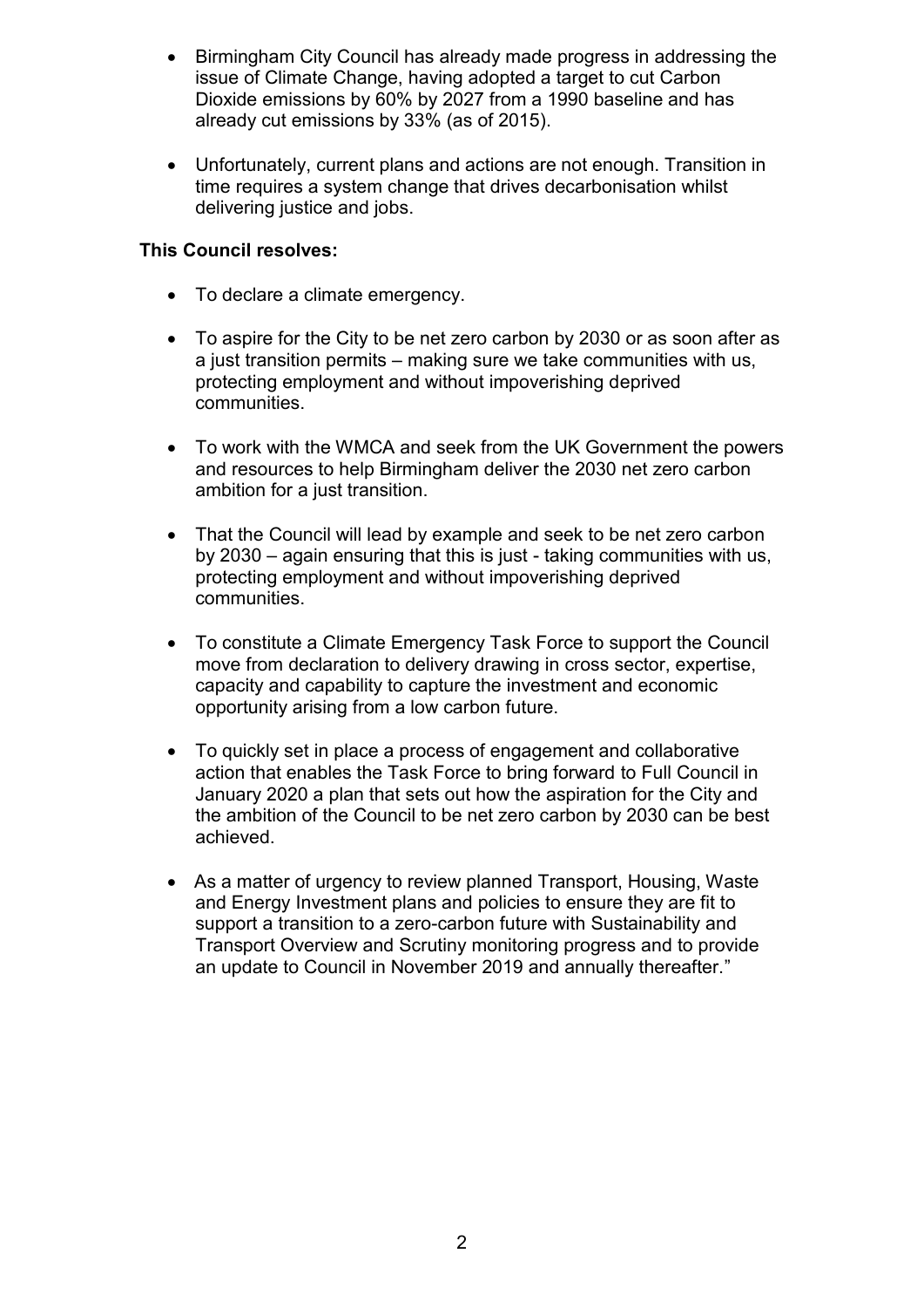- Birmingham City Council has already made progress in addressing the issue of Climate Change, having adopted a target to cut Carbon Dioxide emissions by 60% by 2027 from a 1990 baseline and has already cut emissions by 33% (as of 2015).

- Unfortunately, current plans and actions are not enough. Transition in time requires a system change that drives decarbonisation whilst delivering justice and jobs.

**This Council resolves:**

- To declare a climate emergency.

- To aspire for the City to be net zero carbon by 2030 or as soon after as a just transition permits – making sure we take communities with us, protecting employment and without impoverishing deprived communities.

- To work with the WMCA and seek from the UK Government the powers and resources to help Birmingham deliver the 2030 net zero carbon ambition for a just transition.

- That the Council will lead by example and seek to be net zero carbon by 2030 – again ensuring that this is just - taking communities with us, protecting employment and without impoverishing deprived communities.

- To constitute a Climate Emergency Task Force to support the Council move from declaration to delivery drawing in cross sector, expertise, capacity and capability to capture the investment and economic opportunity arising from a low carbon future.

- To quickly set in place a process of engagement and collaborative action that enables the Task Force to bring forward to Full Council in January 2020 a plan that sets out how the aspiration for the City and the ambition of the Council to be net zero carbon by 2030 can be best achieved.

- As a matter of urgency to review planned Transport, Housing, Waste and Energy Investment plans and policies to ensure they are fit to support a transition to a zero-carbon future with Sustainability and Transport Overview and Scrutiny monitoring progress and to provide an update to Council in November 2019 and annually thereafter."